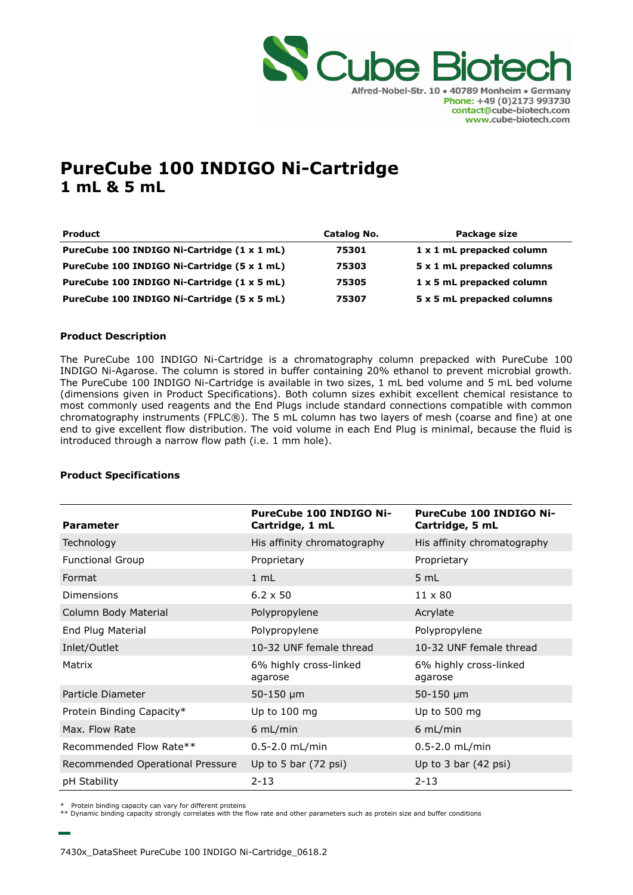Cube Biotech
Alfred-Nobel-Str. 10 • 40789 Monheim • Germany
Phone: +49 (0)2173 993730
contact@cube-biotech.com
www.cube-biotech.com

# PureCube 100 INDIGO Ni-Cartridge
## 1 mL & 5 mL

| Product | Catalog No. | Package size |
|---|---|---|
| **PureCube 100 INDIGO Ni-Cartridge (1 x 1 mL)** | **75301** | **1 x 1 mL prepacked column** |
| **PureCube 100 INDIGO Ni-Cartridge (5 x 1 mL)** | **75303** | **5 x 1 mL prepacked columns** |
| **PureCube 100 INDIGO Ni-Cartridge (1 x 5 mL)** | **75305** | **1 x 5 mL prepacked column** |
| **PureCube 100 INDIGO Ni-Cartridge (5 x 5 mL)** | **75307** | **5 x 5 mL prepacked columns** |

**Product Description**

The PureCube 100 INDIGO Ni-Cartridge is a chromatography column prepacked with PureCube 100 INDIGO Ni-Agarose. The column is stored in buffer containing 20% ethanol to prevent microbial growth. The PureCube 100 INDIGO Ni-Cartridge is available in two sizes, 1 mL bed volume and 5 mL bed volume (dimensions given in Product Specifications). Both column sizes exhibit excellent chemical resistance to most commonly used reagents and the End Plugs include standard connections compatible with common chromatography instruments (FPLC®). The 5 mL column has two layers of mesh (coarse and fine) at one end to give excellent flow distribution. The void volume in each End Plug is minimal, because the fluid is introduced through a narrow flow path (i.e. 1 mm hole).

**Product Specifications**

| Parameter | PureCube 100 INDIGO Ni-Cartridge, 1 mL | PureCube 100 INDIGO Ni-Cartridge, 5 mL |
|---|---|---|
| Technology | His affinity chromatography | His affinity chromatography |
| Functional Group | Proprietary | Proprietary |
| Format | 1 mL | 5 mL |
| Dimensions | 6.2 x 50 | 11 x 80 |
| Column Body Material | Polypropylene | Acrylate |
| End Plug Material | Polypropylene | Polypropylene |
| Inlet/Outlet | 10-32 UNF female thread | 10-32 UNF female thread |
| Matrix | 6% highly cross-linked agarose | 6% highly cross-linked agarose |
| Particle Diameter | 50-150 µm | 50-150 µm |
| Protein Binding Capacity* | Up to 100 mg | Up to 500 mg |
| Max. Flow Rate | 6 mL/min | 6 mL/min |
| Recommended Flow Rate** | 0.5-2.0 mL/min | 0.5-2.0 mL/min |
| Recommended Operational Pressure | Up to 5 bar (72 psi) | Up to 3 bar (42 psi) |
| pH Stability | 2-13 | 2-13 |

\* Protein binding capacity can vary for different proteins
** Dynamic binding capacity strongly correlates with the flow rate and other parameters such as protein size and buffer conditions

7430x_DataSheet PureCube 100 INDIGO Ni-Cartridge_0618.2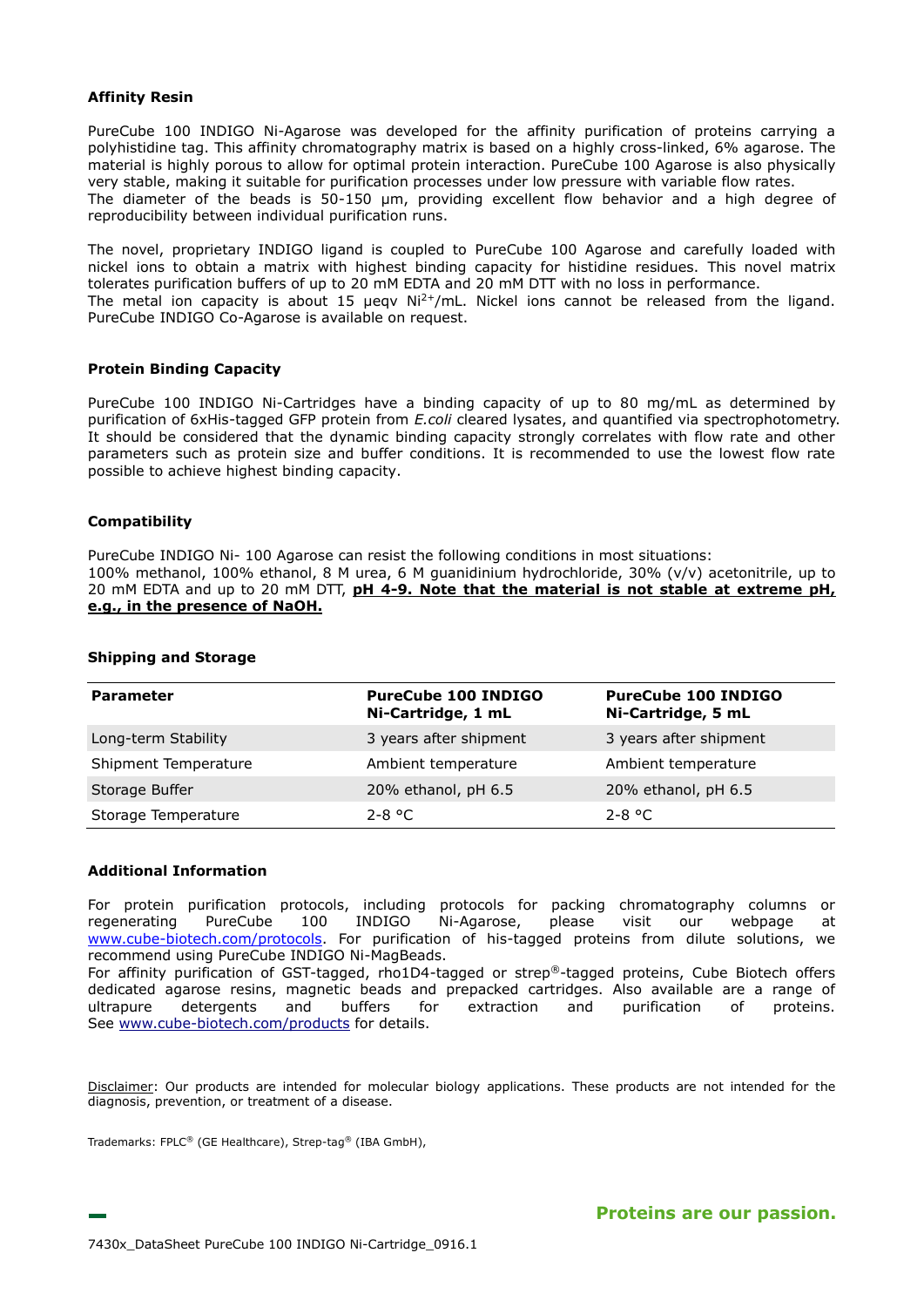**Affinity Resin**

PureCube 100 INDIGO Ni-Agarose was developed for the affinity purification of proteins carrying a polyhistidine tag. This affinity chromatography matrix is based on a highly cross-linked, 6% agarose. The material is highly porous to allow for optimal protein interaction. PureCube 100 Agarose is also physically very stable, making it suitable for purification processes under low pressure with variable flow rates.
The diameter of the beads is 50-150 µm, providing excellent flow behavior and a high degree of reproducibility between individual purification runs.

The novel, proprietary INDIGO ligand is coupled to PureCube 100 Agarose and carefully loaded with nickel ions to obtain a matrix with highest binding capacity for histidine residues. This novel matrix tolerates purification buffers of up to 20 mM EDTA and 20 mM DTT with no loss in performance.
The metal ion capacity is about 15 µeqv $Ni^{2+}$/mL. Nickel ions cannot be released from the ligand. PureCube INDIGO Co-Agarose is available on request.

**Protein Binding Capacity**

PureCube 100 INDIGO Ni-Cartridges have a binding capacity of up to 80 mg/mL as determined by purification of 6xHis-tagged GFP protein from *E.coli* cleared lysates, and quantified via spectrophotometry. It should be considered that the dynamic binding capacity strongly correlates with flow rate and other parameters such as protein size and buffer conditions. It is recommended to use the lowest flow rate possible to achieve highest binding capacity.

**Compatibility**

PureCube INDIGO Ni- 100 Agarose can resist the following conditions in most situations:
100% methanol, 100% ethanol, 8 M urea, 6 M guanidinium hydrochloride, 30% (v/v) acetonitrile, up to 20 mM EDTA and up to 20 mM DTT, **pH 4-9. Note that the material is not stable at extreme pH, e.g., in the presence of NaOH.**

**Shipping and Storage**

| Parameter | PureCube 100 INDIGO Ni-Cartridge, 1 mL | PureCube 100 INDIGO Ni-Cartridge, 5 mL |
|---|---|---|
| Long-term Stability | 3 years after shipment | 3 years after shipment |
| Shipment Temperature | Ambient temperature | Ambient temperature |
| Storage Buffer | 20% ethanol, pH 6.5 | 20% ethanol, pH 6.5 |
| Storage Temperature | 2-8 °C | 2-8 °C |

**Additional Information**

For protein purification protocols, including protocols for packing chromatography columns or regenerating PureCube 100 INDIGO Ni-Agarose, please visit our webpage at www.cube-biotech.com/protocols. For purification of his-tagged proteins from dilute solutions, we recommend using PureCube 100 INDIGO Ni-MagBeads.
For affinity purification of GST-tagged, rho1D4-tagged or strep®-tagged proteins, Cube Biotech offers dedicated agarose resins, magnetic beads and prepacked cartridges. Also available are a range of ultrapure detergents and buffers for extraction and purification of proteins. See www.cube-biotech.com/products for details.

Disclaimer: Our products are intended for molecular biology applications. These products are not intended for the diagnosis, prevention, or treatment of a disease.

Trademarks: FPLC® (GE Healthcare), Strep-tag® (IBA GmbH),

**Proteins are our passion.**